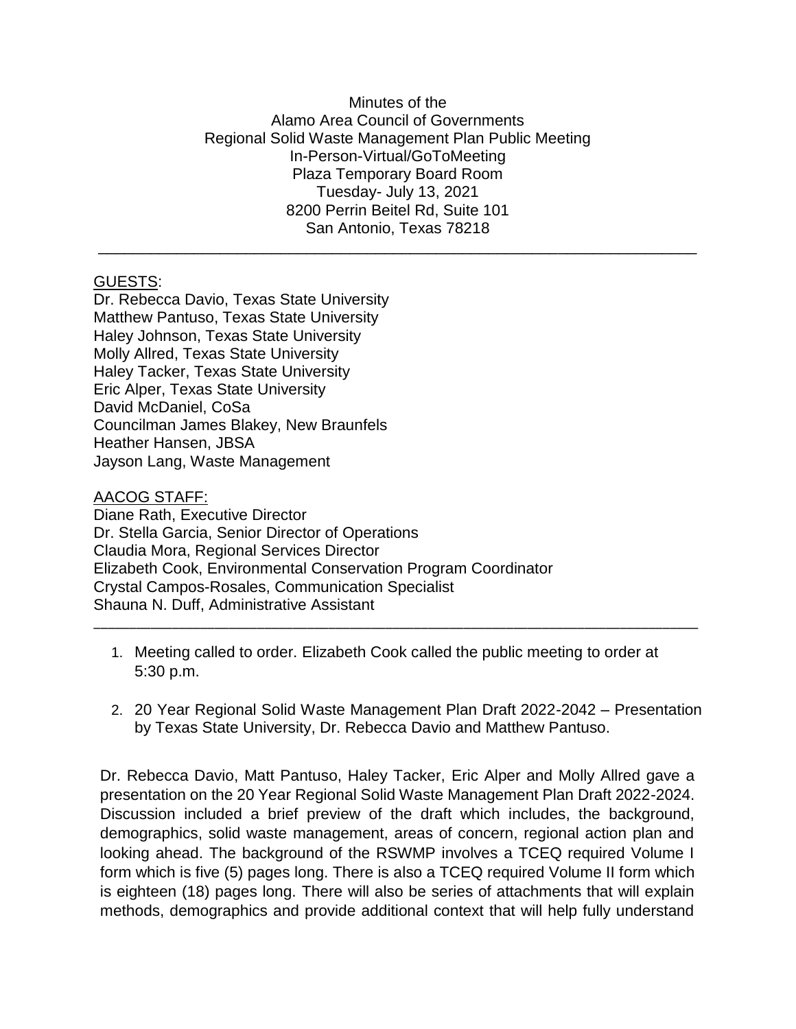Minutes of the
Alamo Area Council of Governments
Regional Solid Waste Management Plan Public Meeting
In-Person-Virtual/GoToMeeting
Plaza Temporary Board Room
Tuesday- July 13, 2021
8200 Perrin Beitel Rd, Suite 101
San Antonio, Texas 78218

---

GUESTS:
Dr. Rebecca Davio, Texas State University
Matthew Pantuso, Texas State University
Haley Johnson, Texas State University
Molly Allred, Texas State University
Haley Tacker, Texas State University
Eric Alper, Texas State University
David McDaniel, CoSa
Councilman James Blakey, New Braunfels
Heather Hansen, JBSA
Jayson Lang, Waste Management

AACOG STAFF:
Diane Rath, Executive Director
Dr. Stella Garcia, Senior Director of Operations
Claudia Mora, Regional Services Director
Elizabeth Cook, Environmental Conservation Program Coordinator
Crystal Campos-Rosales, Communication Specialist
Shauna N. Duff, Administrative Assistant

---

1. Meeting called to order. Elizabeth Cook called the public meeting to order at 5:30 p.m.
2. 20 Year Regional Solid Waste Management Plan Draft 2022-2042 – Presentation by Texas State University, Dr. Rebecca Davio and Matthew Pantuso.

Dr. Rebecca Davio, Matt Pantuso, Haley Tacker, Eric Alper and Molly Allred gave a presentation on the 20 Year Regional Solid Waste Management Plan Draft 2022-2024. Discussion included a brief preview of the draft which includes, the background, demographics, solid waste management, areas of concern, regional action plan and looking ahead. The background of the RSWMP involves a TCEQ required Volume I form which is five (5) pages long. There is also a TCEQ required Volume II form which is eighteen (18) pages long. There will also be series of attachments that will explain methods, demographics and provide additional context that will help fully understand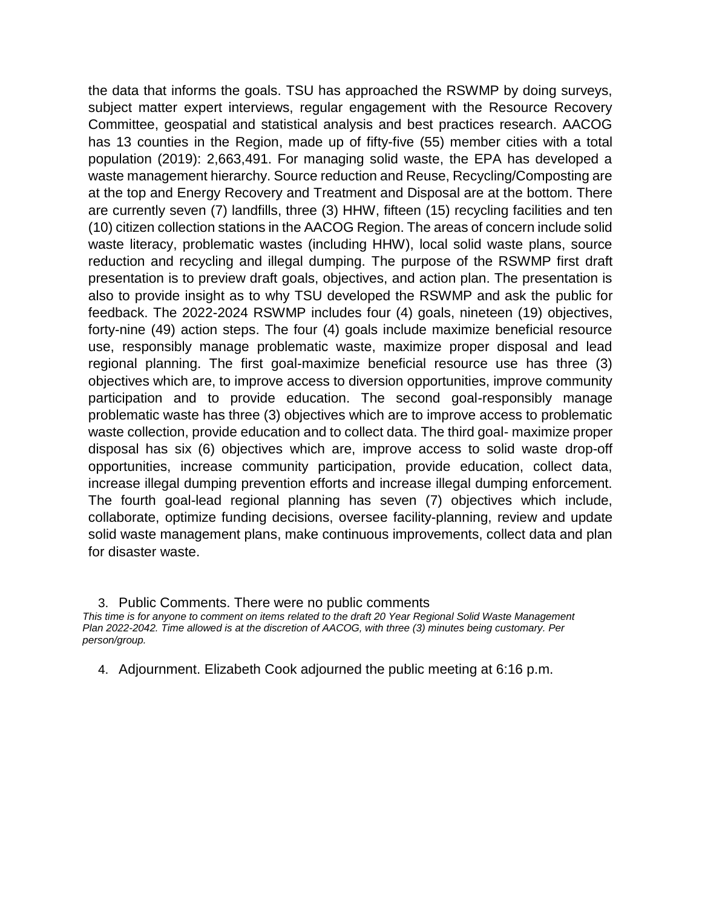the data that informs the goals. TSU has approached the RSWMP by doing surveys, subject matter expert interviews, regular engagement with the Resource Recovery Committee, geospatial and statistical analysis and best practices research. AACOG has 13 counties in the Region, made up of fifty-five (55) member cities with a total population (2019): 2,663,491. For managing solid waste, the EPA has developed a waste management hierarchy. Source reduction and Reuse, Recycling/Composting are at the top and Energy Recovery and Treatment and Disposal are at the bottom. There are currently seven (7) landfills, three (3) HHW, fifteen (15) recycling facilities and ten (10) citizen collection stations in the AACOG Region. The areas of concern include solid waste literacy, problematic wastes (including HHW), local solid waste plans, source reduction and recycling and illegal dumping. The purpose of the RSWMP first draft presentation is to preview draft goals, objectives, and action plan. The presentation is also to provide insight as to why TSU developed the RSWMP and ask the public for feedback. The 2022-2024 RSWMP includes four (4) goals, nineteen (19) objectives, forty-nine (49) action steps. The four (4) goals include maximize beneficial resource use, responsibly manage problematic waste, maximize proper disposal and lead regional planning. The first goal-maximize beneficial resource use has three (3) objectives which are, to improve access to diversion opportunities, improve community participation and to provide education. The second goal-responsibly manage problematic waste has three (3) objectives which are to improve access to problematic waste collection, provide education and to collect data. The third goal- maximize proper disposal has six (6) objectives which are, improve access to solid waste drop-off opportunities, increase community participation, provide education, collect data, increase illegal dumping prevention efforts and increase illegal dumping enforcement. The fourth goal-lead regional planning has seven (7) objectives which include, collaborate, optimize funding decisions, oversee facility-planning, review and update solid waste management plans, make continuous improvements, collect data and plan for disaster waste.

3. Public Comments. There were no public comments

*This time is for anyone to comment on items related to the draft 20 Year Regional Solid Waste Management Plan 2022-2042. Time allowed is at the discretion of AACOG, with three (3) minutes being customary. Per person/group.*

4. Adjournment. Elizabeth Cook adjourned the public meeting at 6:16 p.m.